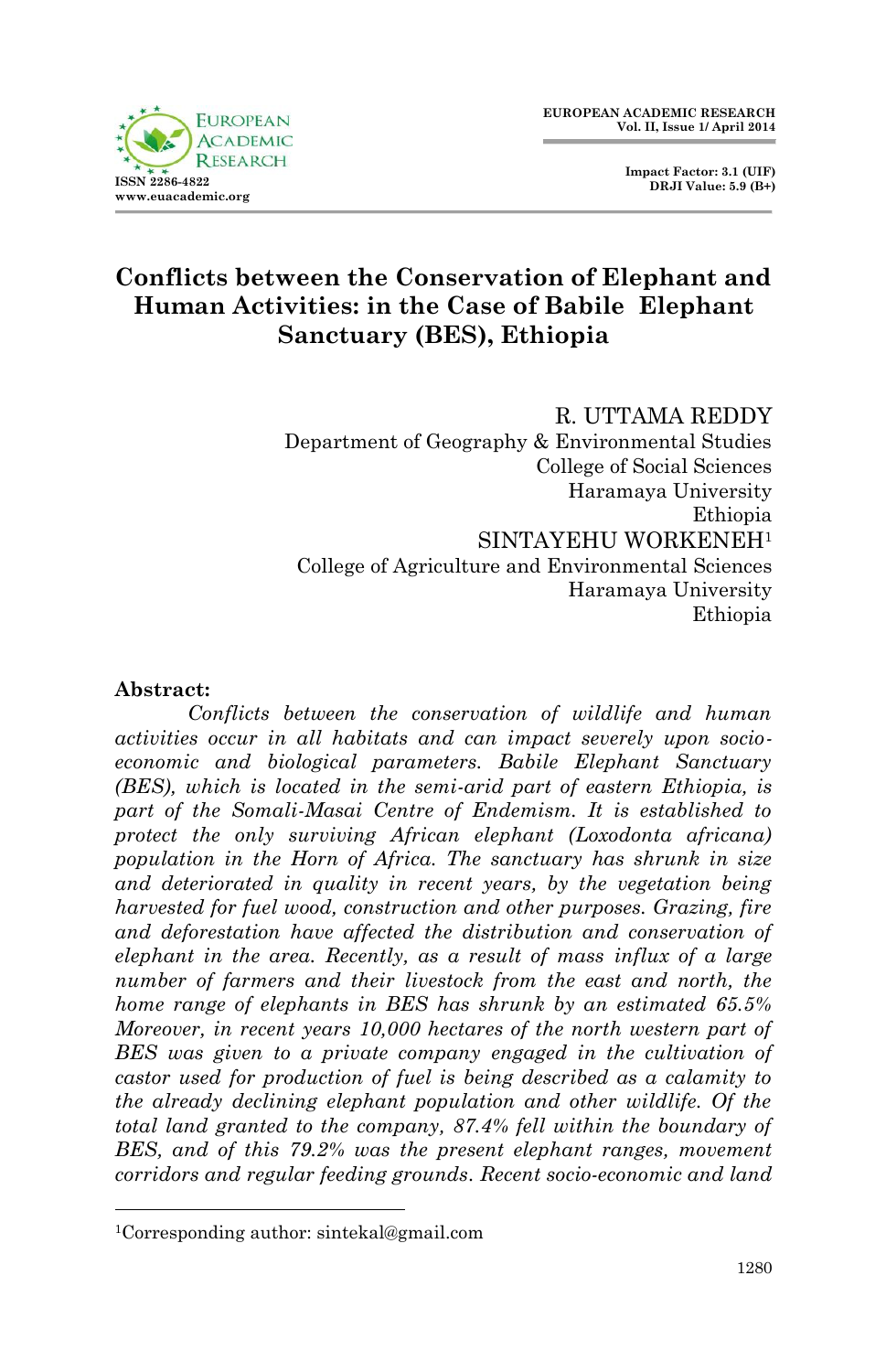# Conflicts between the Conservation of Elephant and Human Activities: in the Case of Babile Elephant Sanctuary (BES), Ethiopia

R. UTTAMA REDDY
Department of Geography & Environmental Studies
College of Social Sciences
Haramaya University
Ethiopia

SINTAYEHU WORKENEH[1]
College of Agriculture and Environmental Sciences
Haramaya University
Ethiopia

**Abstract:**

*Conflicts between the conservation of wildlife and human activities occur in all habitats and can impact severely upon socio-economic and biological parameters. Babile Elephant Sanctuary (BES), which is located in the semi-arid part of eastern Ethiopia, is part of the Somali-Masai Centre of Endemism. It is established to protect the only surviving African elephant (Loxodonta africana) population in the Horn of Africa. The sanctuary has shrunk in size and deteriorated in quality in recent years, by the vegetation being harvested for fuel wood, construction and other purposes. Grazing, fire and deforestation have affected the distribution and conservation of elephant in the area. Recently, as a result of mass influx of a large number of farmers and their livestock from the east and north, the home range of elephants in BES has shrunk by an estimated 65.5% Moreover, in recent years 10,000 hectares of the north western part of BES was given to a private company engaged in the cultivation of castor used for production of fuel is being described as a calamity to the already declining elephant population and other wildlife. Of the total land granted to the company, 87.4% fell within the boundary of BES, and of this 79.2% was the present elephant ranges, movement corridors and regular feeding grounds. Recent socio-economic and land*

---

[1]Corresponding author: sintekal@gmail.com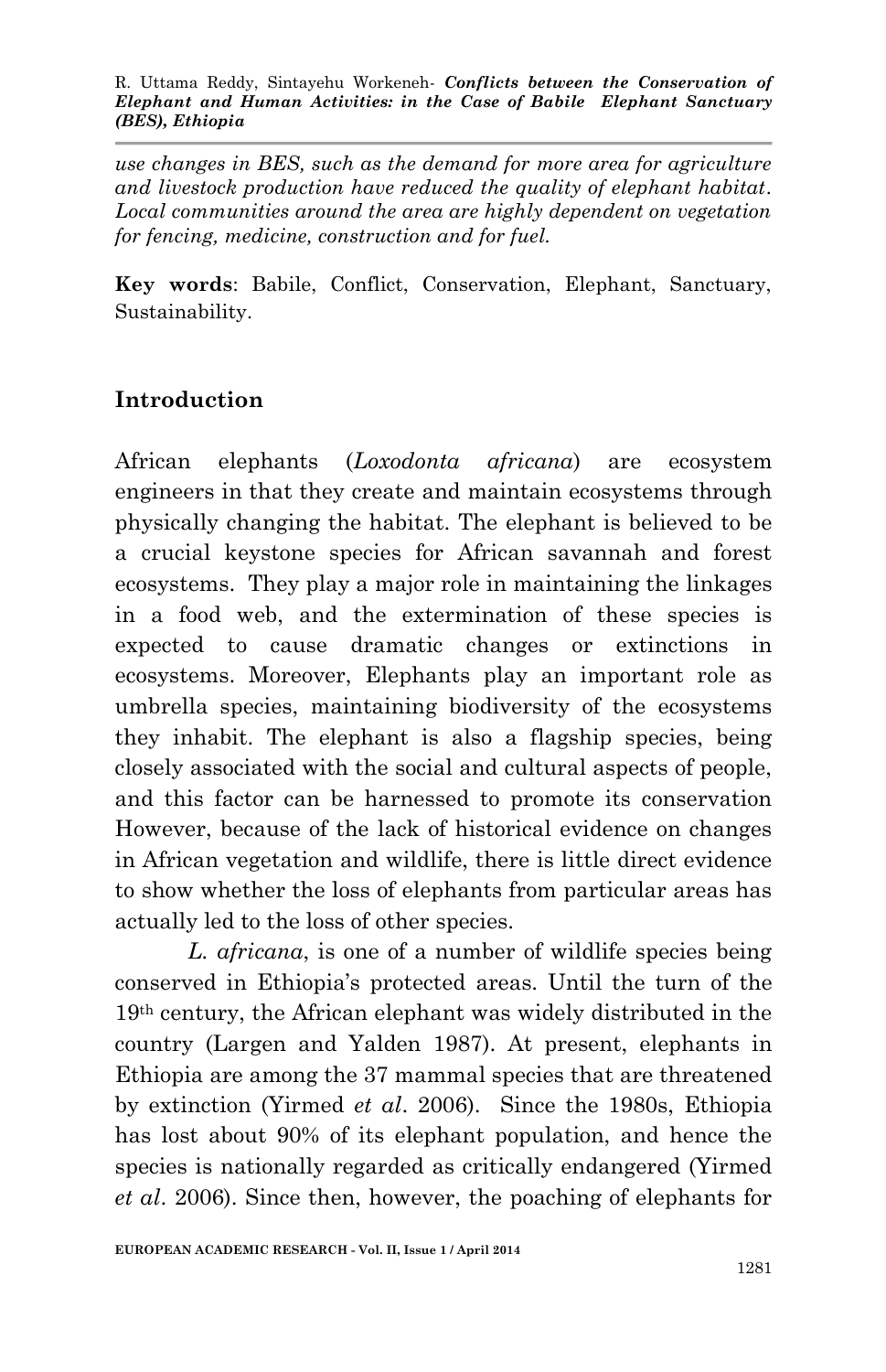*use changes in BES, such as the demand for more area for agriculture and livestock production have reduced the quality of elephant habitat. Local communities around the area are highly dependent on vegetation for fencing, medicine, construction and for fuel.*

**Key words**: Babile, Conflict, Conservation, Elephant, Sanctuary, Sustainability.

## Introduction

African elephants (*Loxodonta africana*) are ecosystem engineers in that they create and maintain ecosystems through physically changing the habitat. The elephant is believed to be a crucial keystone species for African savannah and forest ecosystems. They play a major role in maintaining the linkages in a food web, and the extermination of these species is expected to cause dramatic changes or extinctions in ecosystems. Moreover, Elephants play an important role as umbrella species, maintaining biodiversity of the ecosystems they inhabit. The elephant is also a flagship species, being closely associated with the social and cultural aspects of people, and this factor can be harnessed to promote its conservation However, because of the lack of historical evidence on changes in African vegetation and wildlife, there is little direct evidence to show whether the loss of elephants from particular areas has actually led to the loss of other species.

*L. africana*, is one of a number of wildlife species being conserved in Ethiopia's protected areas. Until the turn of the 19th century, the African elephant was widely distributed in the country (Largen and Yalden 1987). At present, elephants in Ethiopia are among the 37 mammal species that are threatened by extinction (Yirmed *et al*. 2006). Since the 1980s, Ethiopia has lost about 90% of its elephant population, and hence the species is nationally regarded as critically endangered (Yirmed *et al*. 2006). Since then, however, the poaching of elephants for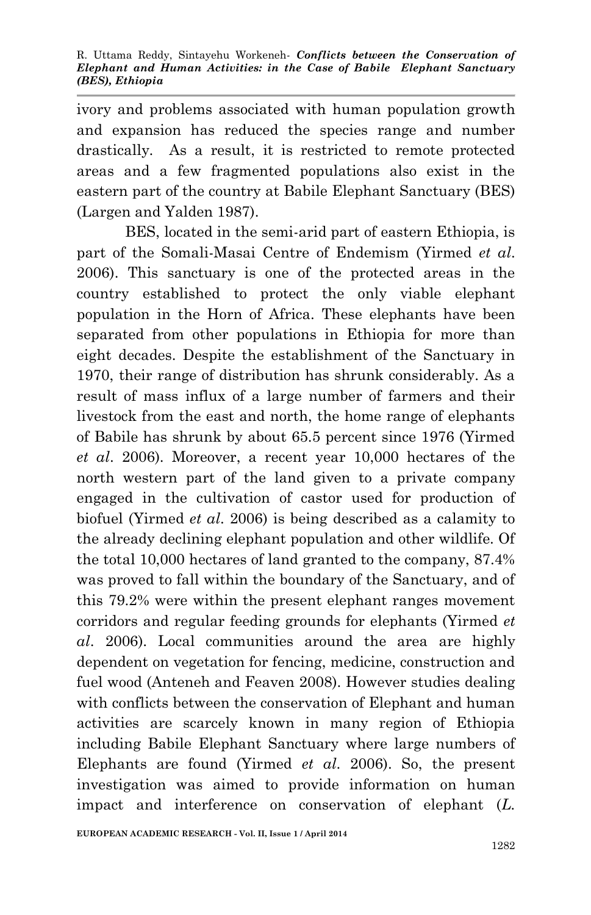ivory and problems associated with human population growth and expansion has reduced the species range and number drastically. As a result, it is restricted to remote protected areas and a few fragmented populations also exist in the eastern part of the country at Babile Elephant Sanctuary (BES) (Largen and Yalden 1987).

BES, located in the semi-arid part of eastern Ethiopia, is part of the Somali-Masai Centre of Endemism (Yirmed *et al*. 2006). This sanctuary is one of the protected areas in the country established to protect the only viable elephant population in the Horn of Africa. These elephants have been separated from other populations in Ethiopia for more than eight decades. Despite the establishment of the Sanctuary in 1970, their range of distribution has shrunk considerably. As a result of mass influx of a large number of farmers and their livestock from the east and north, the home range of elephants of Babile has shrunk by about 65.5 percent since 1976 (Yirmed *et al*. 2006). Moreover, a recent year 10,000 hectares of the north western part of the land given to a private company engaged in the cultivation of castor used for production of biofuel (Yirmed *et al*. 2006) is being described as a calamity to the already declining elephant population and other wildlife. Of the total 10,000 hectares of land granted to the company, 87.4% was proved to fall within the boundary of the Sanctuary, and of this 79.2% were within the present elephant ranges movement corridors and regular feeding grounds for elephants (Yirmed *et al*. 2006). Local communities around the area are highly dependent on vegetation for fencing, medicine, construction and fuel wood (Anteneh and Feaven 2008). However studies dealing with conflicts between the conservation of Elephant and human activities are scarcely known in many region of Ethiopia including Babile Elephant Sanctuary where large numbers of Elephants are found (Yirmed *et al*. 2006). So, the present investigation was aimed to provide information on human impact and interference on conservation of elephant (*L.*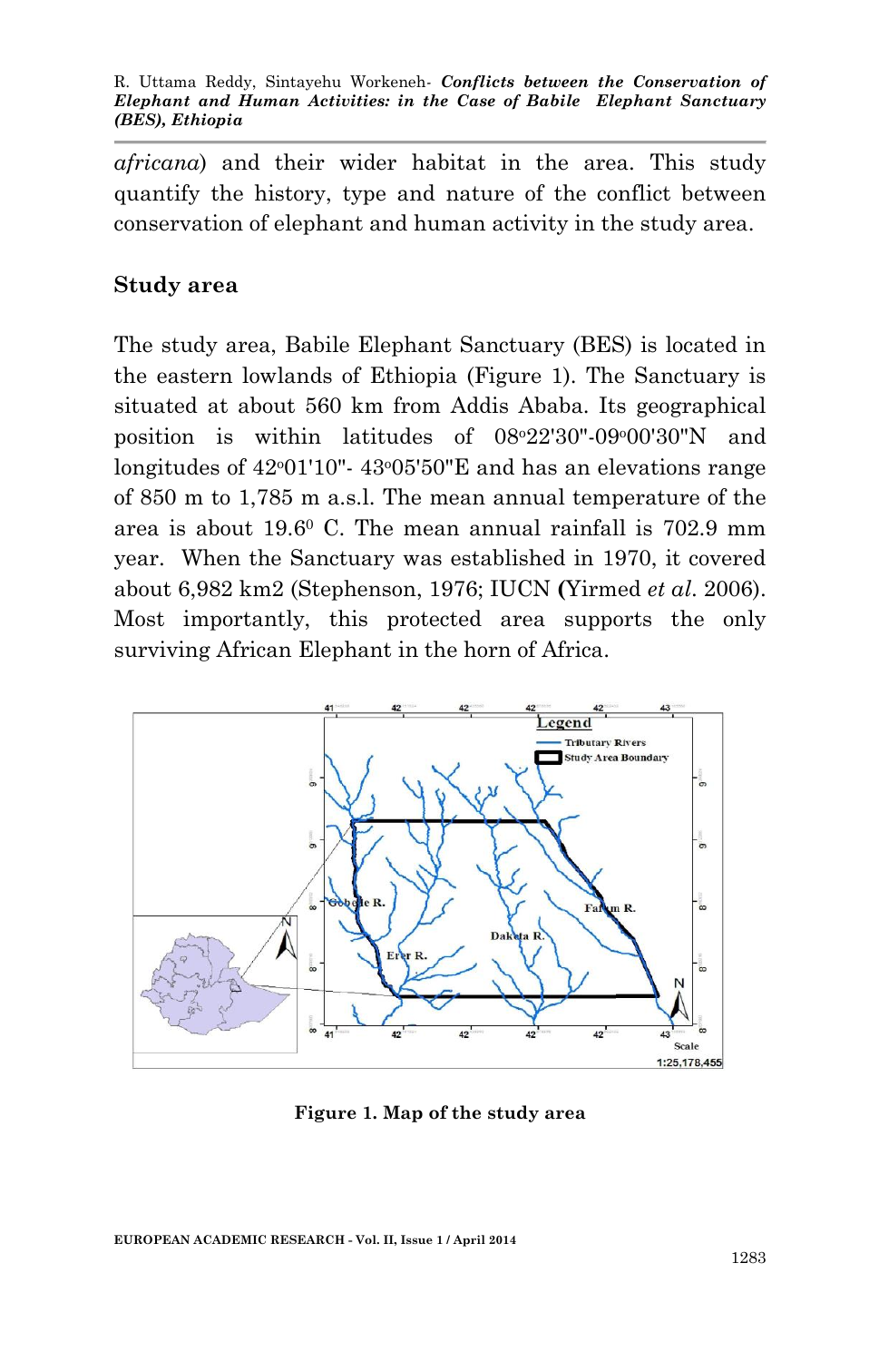*africana*) and their wider habitat in the area. This study quantify the history, type and nature of the conflict between conservation of elephant and human activity in the study area.

## Study area

The study area, Babile Elephant Sanctuary (BES) is located in the eastern lowlands of Ethiopia (Figure 1). The Sanctuary is situated at about 560 km from Addis Ababa. Its geographical position is within latitudes of 08°22'30"-09°00'30"N and longitudes of 42°01'10"- 43°05'50"E and has an elevations range of 850 m to 1,785 m a.s.l. The mean annual temperature of the area is about 19.6° C. The mean annual rainfall is 702.9 mm year. When the Sanctuary was established in 1970, it covered about 6,982 km2 (Stephenson, 1976; IUCN (Yirmed *et al*. 2006). Most importantly, this protected area supports the only surviving African Elephant in the horn of Africa.

**Figure 1. Map of the study area**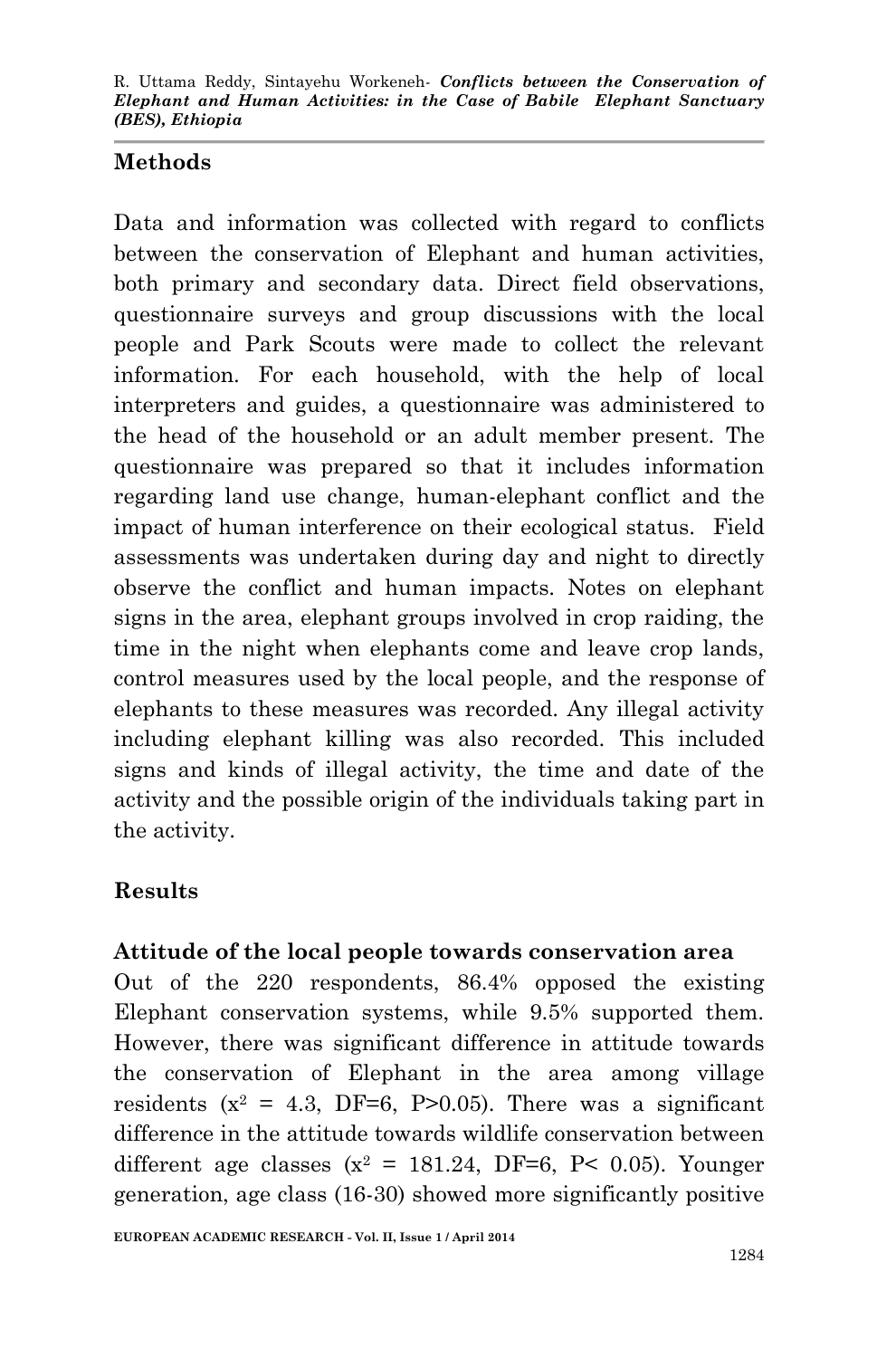## Methods

Data and information was collected with regard to conflicts between the conservation of Elephant and human activities, both primary and secondary data. Direct field observations, questionnaire surveys and group discussions with the local people and Park Scouts were made to collect the relevant information. For each household, with the help of local interpreters and guides, a questionnaire was administered to the head of the household or an adult member present. The questionnaire was prepared so that it includes information regarding land use change, human-elephant conflict and the impact of human interference on their ecological status. Field assessments was undertaken during day and night to directly observe the conflict and human impacts. Notes on elephant signs in the area, elephant groups involved in crop raiding, the time in the night when elephants come and leave crop lands, control measures used by the local people, and the response of elephants to these measures was recorded. Any illegal activity including elephant killing was also recorded. This included signs and kinds of illegal activity, the time and date of the activity and the possible origin of the individuals taking part in the activity.

## Results

### Attitude of the local people towards conservation area

Out of the 220 respondents, 86.4% opposed the existing Elephant conservation systems, while 9.5% supported them. However, there was significant difference in attitude towards the conservation of Elephant in the area among village residents ($x^2$ = 4.3, DF=6, P>0.05). There was a significant difference in the attitude towards wildlife conservation between different age classes ($x^2$ = 181.24, DF=6, P< 0.05). Younger generation, age class (16-30) showed more significantly positive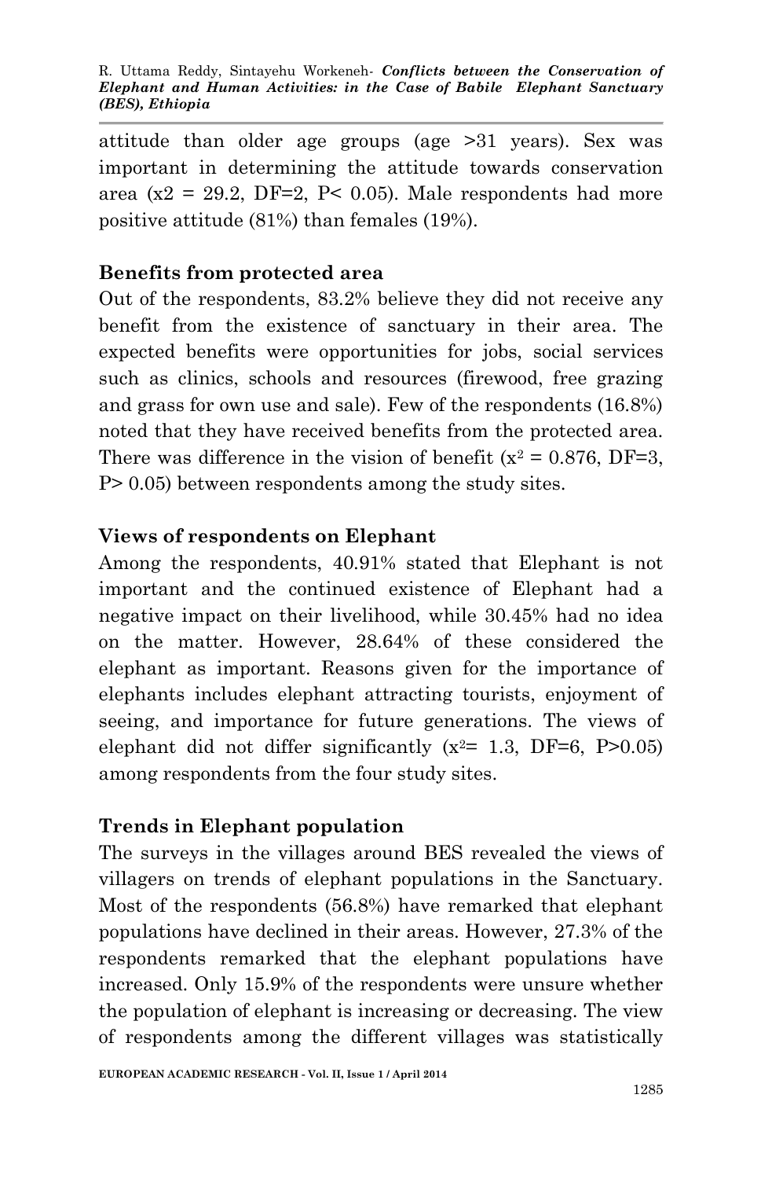attitude than older age groups (age >31 years). Sex was important in determining the attitude towards conservation area ($x2 = 29.2$, DF=2, $P < 0.05$). Male respondents had more positive attitude (81%) than females (19%).

### Benefits from protected area

Out of the respondents, 83.2% believe they did not receive any benefit from the existence of sanctuary in their area. The expected benefits were opportunities for jobs, social services such as clinics, schools and resources (firewood, free grazing and grass for own use and sale). Few of the respondents (16.8%) noted that they have received benefits from the protected area. There was difference in the vision of benefit ($x^2 = 0.876$, DF=3, $P > 0.05$) between respondents among the study sites.

### Views of respondents on Elephant

Among the respondents, 40.91% stated that Elephant is not important and the continued existence of Elephant had a negative impact on their livelihood, while 30.45% had no idea on the matter. However, 28.64% of these considered the elephant as important. Reasons given for the importance of elephants includes elephant attracting tourists, enjoyment of seeing, and importance for future generations. The views of elephant did not differ significantly ($x^2 = 1.3$, DF=6, $P > 0.05$) among respondents from the four study sites.

### Trends in Elephant population

The surveys in the villages around BES revealed the views of villagers on trends of elephant populations in the Sanctuary. Most of the respondents (56.8%) have remarked that elephant populations have declined in their areas. However, 27.3% of the respondents remarked that the elephant populations have increased. Only 15.9% of the respondents were unsure whether the population of elephant is increasing or decreasing. The view of respondents among the different villages was statistically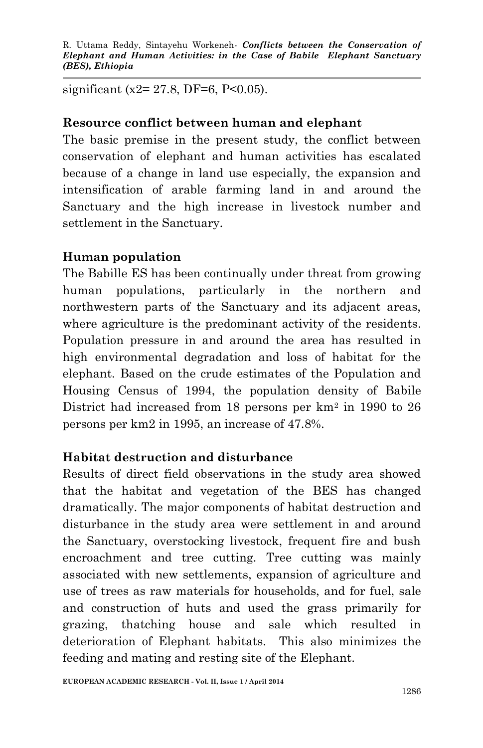significant ($x2= 27.8$, $DF=6$, $P<0.05$).

### Resource conflict between human and elephant

The basic premise in the present study, the conflict between conservation of elephant and human activities has escalated because of a change in land use especially, the expansion and intensification of arable farming land in and around the Sanctuary and the high increase in livestock number and settlement in the Sanctuary.

### Human population

The Babille ES has been continually under threat from growing human populations, particularly in the northern and northwestern parts of the Sanctuary and its adjacent areas, where agriculture is the predominant activity of the residents. Population pressure in and around the area has resulted in high environmental degradation and loss of habitat for the elephant. Based on the crude estimates of the Population and Housing Census of 1994, the population density of Babile District had increased from 18 persons per $km^2$ in 1990 to 26 persons per km2 in 1995, an increase of 47.8%.

### Habitat destruction and disturbance

Results of direct field observations in the study area showed that the habitat and vegetation of the BES has changed dramatically. The major components of habitat destruction and disturbance in the study area were settlement in and around the Sanctuary, overstocking livestock, frequent fire and bush encroachment and tree cutting. Tree cutting was mainly associated with new settlements, expansion of agriculture and use of trees as raw materials for households, and for fuel, sale and construction of huts and used the grass primarily for grazing, thatching house and sale which resulted in deterioration of Elephant habitats. This also minimizes the feeding and mating and resting site of the Elephant.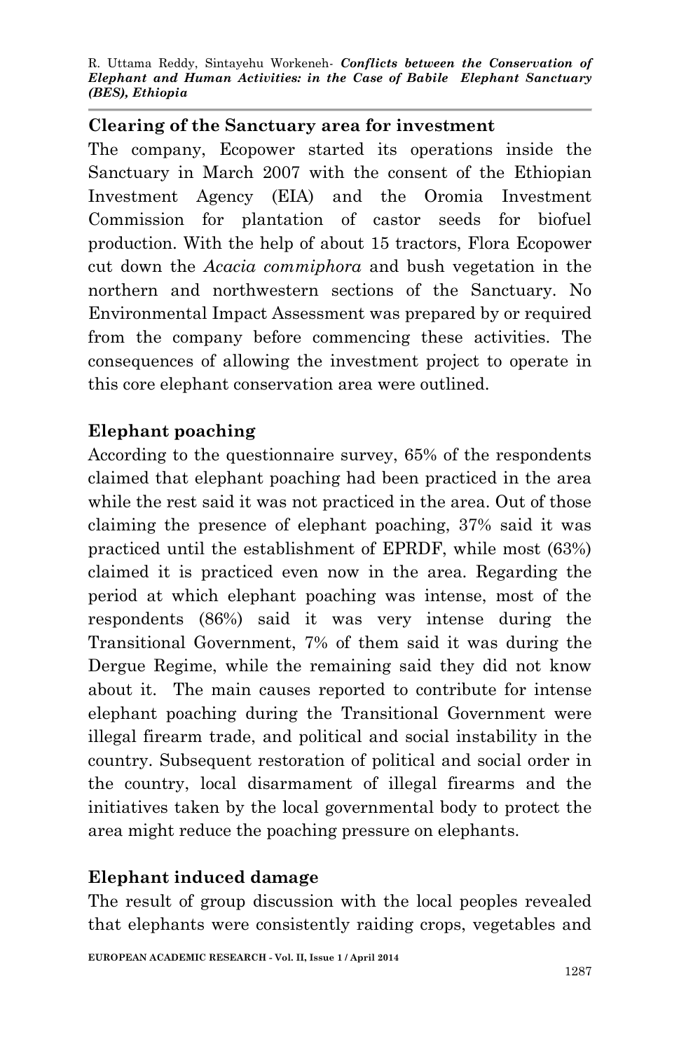**Clearing of the Sanctuary area for investment**

The company, Ecopower started its operations inside the Sanctuary in March 2007 with the consent of the Ethiopian Investment Agency (EIA) and the Oromia Investment Commission for plantation of castor seeds for biofuel production. With the help of about 15 tractors, Flora Ecopower cut down the *Acacia commiphora* and bush vegetation in the northern and northwestern sections of the Sanctuary. No Environmental Impact Assessment was prepared by or required from the company before commencing these activities. The consequences of allowing the investment project to operate in this core elephant conservation area were outlined.

**Elephant poaching**

According to the questionnaire survey, 65% of the respondents claimed that elephant poaching had been practiced in the area while the rest said it was not practiced in the area. Out of those claiming the presence of elephant poaching, 37% said it was practiced until the establishment of EPRDF, while most (63%) claimed it is practiced even now in the area. Regarding the period at which elephant poaching was intense, most of the respondents (86%) said it was very intense during the Transitional Government, 7% of them said it was during the Dergue Regime, while the remaining said they did not know about it. The main causes reported to contribute for intense elephant poaching during the Transitional Government were illegal firearm trade, and political and social instability in the country. Subsequent restoration of political and social order in the country, local disarmament of illegal firearms and the initiatives taken by the local governmental body to protect the area might reduce the poaching pressure on elephants.

**Elephant induced damage**

The result of group discussion with the local peoples revealed that elephants were consistently raiding crops, vegetables and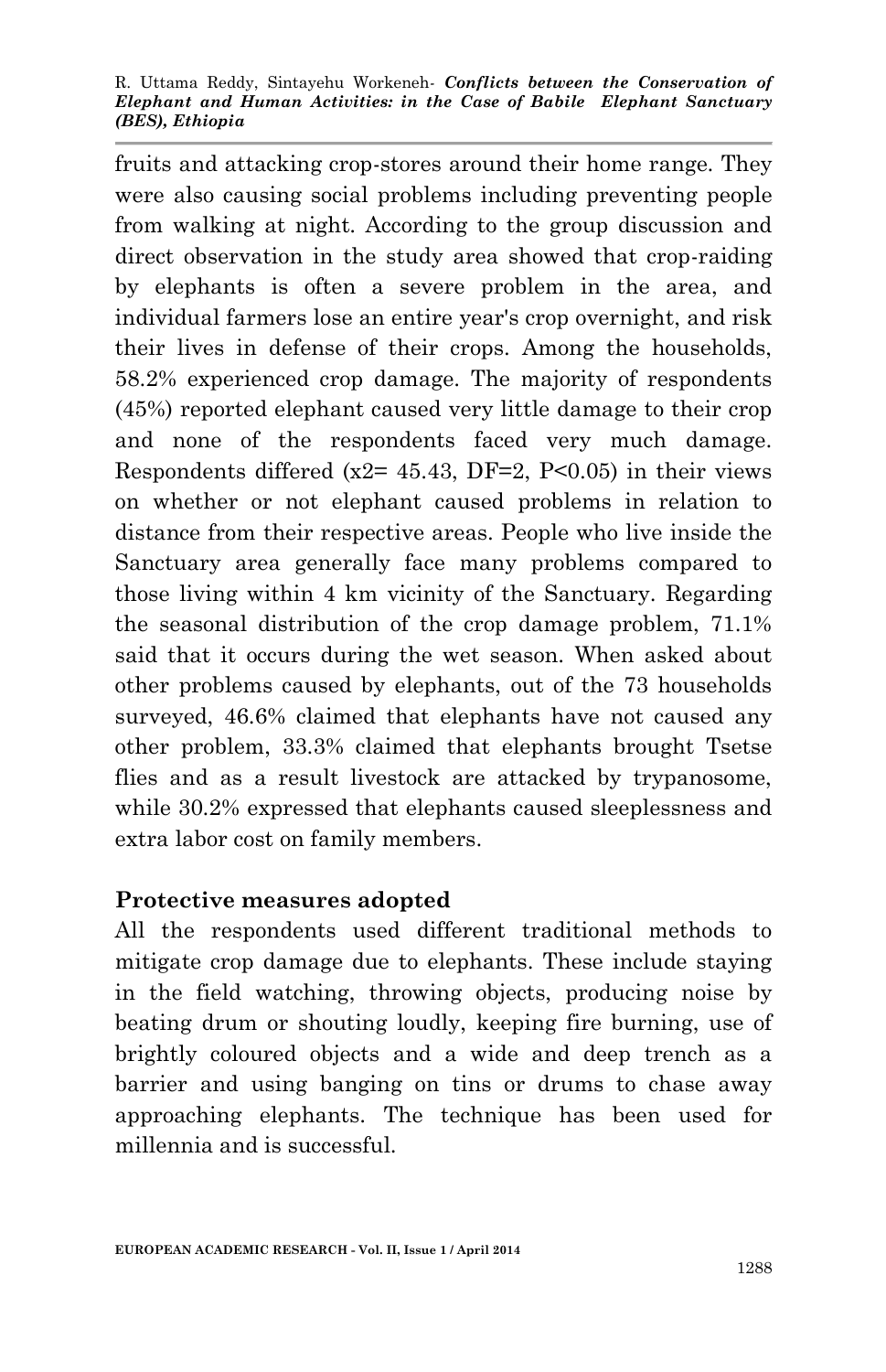fruits and attacking crop-stores around their home range. They were also causing social problems including preventing people from walking at night. According to the group discussion and direct observation in the study area showed that crop-raiding by elephants is often a severe problem in the area, and individual farmers lose an entire year's crop overnight, and risk their lives in defense of their crops. Among the households, 58.2% experienced crop damage. The majority of respondents (45%) reported elephant caused very little damage to their crop and none of the respondents faced very much damage. Respondents differed ($x2= 45.43$, $DF=2$, $P<0.05$) in their views on whether or not elephant caused problems in relation to distance from their respective areas. People who live inside the Sanctuary area generally face many problems compared to those living within 4 km vicinity of the Sanctuary. Regarding the seasonal distribution of the crop damage problem, 71.1% said that it occurs during the wet season. When asked about other problems caused by elephants, out of the 73 households surveyed, 46.6% claimed that elephants have not caused any other problem, 33.3% claimed that elephants brought Tsetse flies and as a result livestock are attacked by trypanosome, while 30.2% expressed that elephants caused sleeplessness and extra labor cost on family members.

**Protective measures adopted**

All the respondents used different traditional methods to mitigate crop damage due to elephants. These include staying in the field watching, throwing objects, producing noise by beating drum or shouting loudly, keeping fire burning, use of brightly coloured objects and a wide and deep trench as a barrier and using banging on tins or drums to chase away approaching elephants. The technique has been used for millennia and is successful.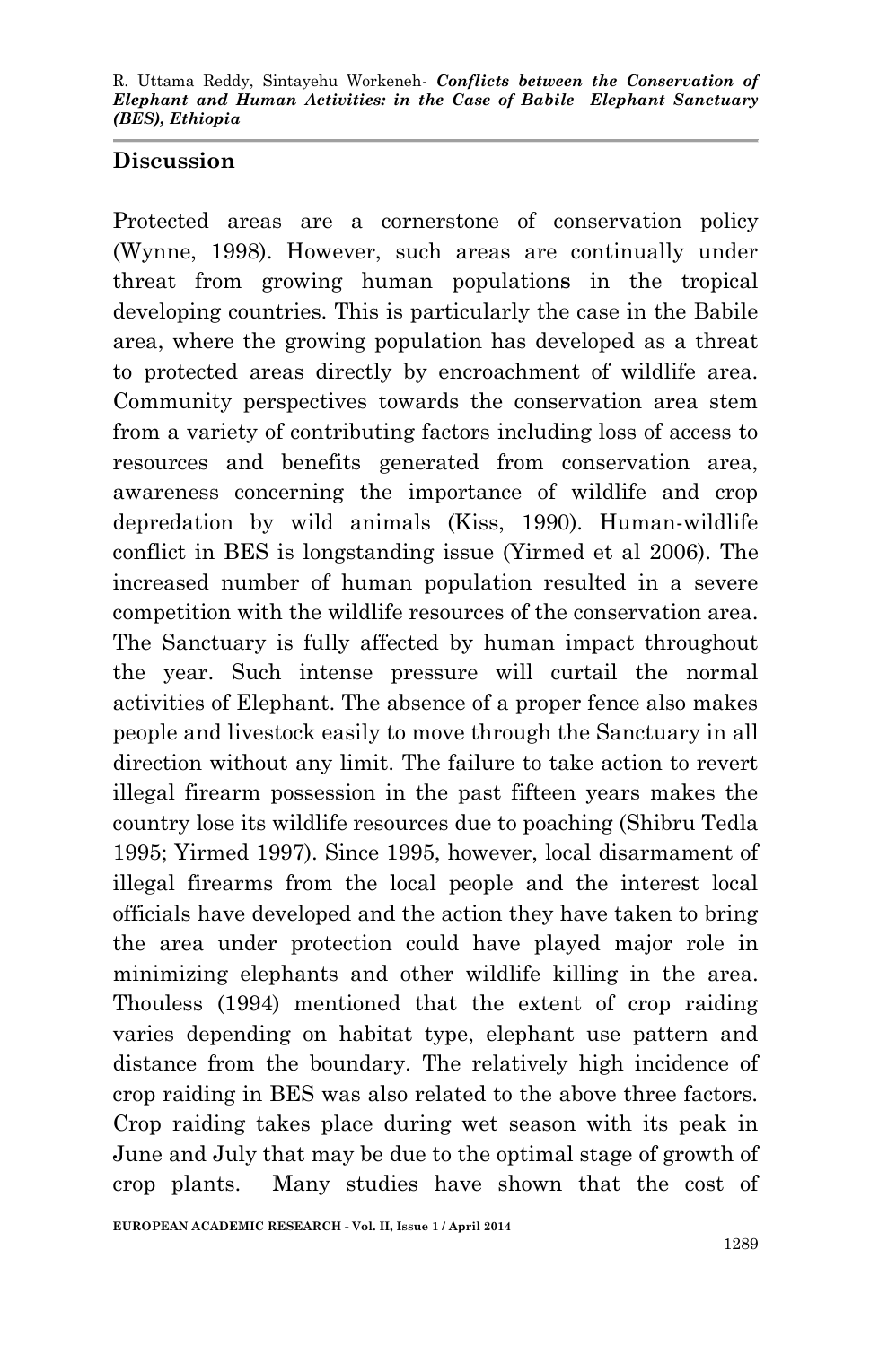## Discussion

Protected areas are a cornerstone of conservation policy (Wynne, 1998). However, such areas are continually under threat from growing human populations in the tropical developing countries. This is particularly the case in the Babile area, where the growing population has developed as a threat to protected areas directly by encroachment of wildlife area. Community perspectives towards the conservation area stem from a variety of contributing factors including loss of access to resources and benefits generated from conservation area, awareness concerning the importance of wildlife and crop depredation by wild animals (Kiss, 1990). Human-wildlife conflict in BES is longstanding issue (Yirmed et al 2006). The increased number of human population resulted in a severe competition with the wildlife resources of the conservation area. The Sanctuary is fully affected by human impact throughout the year. Such intense pressure will curtail the normal activities of Elephant. The absence of a proper fence also makes people and livestock easily to move through the Sanctuary in all direction without any limit. The failure to take action to revert illegal firearm possession in the past fifteen years makes the country lose its wildlife resources due to poaching (Shibru Tedla 1995; Yirmed 1997). Since 1995, however, local disarmament of illegal firearms from the local people and the interest local officials have developed and the action they have taken to bring the area under protection could have played major role in minimizing elephants and other wildlife killing in the area. Thouless (1994) mentioned that the extent of crop raiding varies depending on habitat type, elephant use pattern and distance from the boundary. The relatively high incidence of crop raiding in BES was also related to the above three factors. Crop raiding takes place during wet season with its peak in June and July that may be due to the optimal stage of growth of crop plants. Many studies have shown that the cost of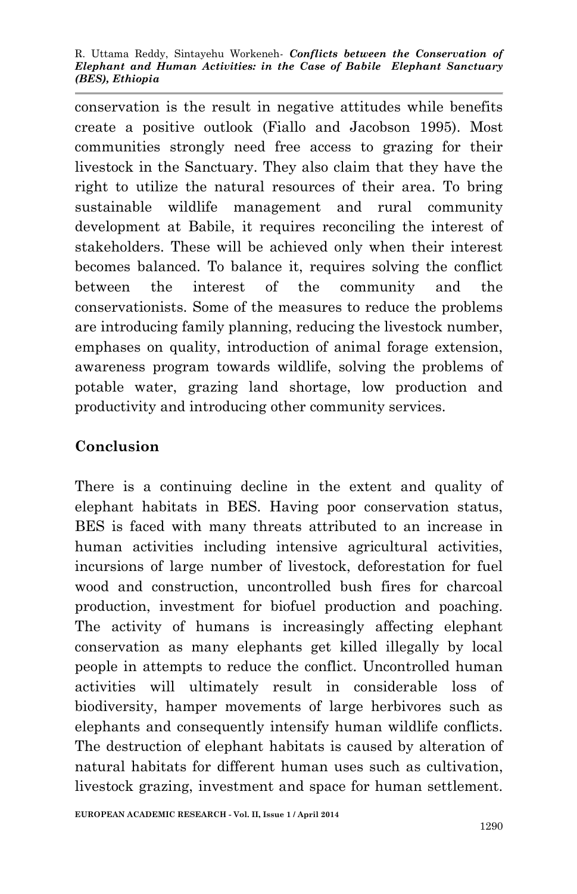conservation is the result in negative attitudes while benefits create a positive outlook (Fiallo and Jacobson 1995). Most communities strongly need free access to grazing for their livestock in the Sanctuary. They also claim that they have the right to utilize the natural resources of their area. To bring sustainable wildlife management and rural community development at Babile, it requires reconciling the interest of stakeholders. These will be achieved only when their interest becomes balanced. To balance it, requires solving the conflict between the interest of the community and the conservationists. Some of the measures to reduce the problems are introducing family planning, reducing the livestock number, emphases on quality, introduction of animal forage extension, awareness program towards wildlife, solving the problems of potable water, grazing land shortage, low production and productivity and introducing other community services.

## Conclusion

There is a continuing decline in the extent and quality of elephant habitats in BES. Having poor conservation status, BES is faced with many threats attributed to an increase in human activities including intensive agricultural activities, incursions of large number of livestock, deforestation for fuel wood and construction, uncontrolled bush fires for charcoal production, investment for biofuel production and poaching. The activity of humans is increasingly affecting elephant conservation as many elephants get killed illegally by local people in attempts to reduce the conflict. Uncontrolled human activities will ultimately result in considerable loss of biodiversity, hamper movements of large herbivores such as elephants and consequently intensify human wildlife conflicts. The destruction of elephant habitats is caused by alteration of natural habitats for different human uses such as cultivation, livestock grazing, investment and space for human settlement.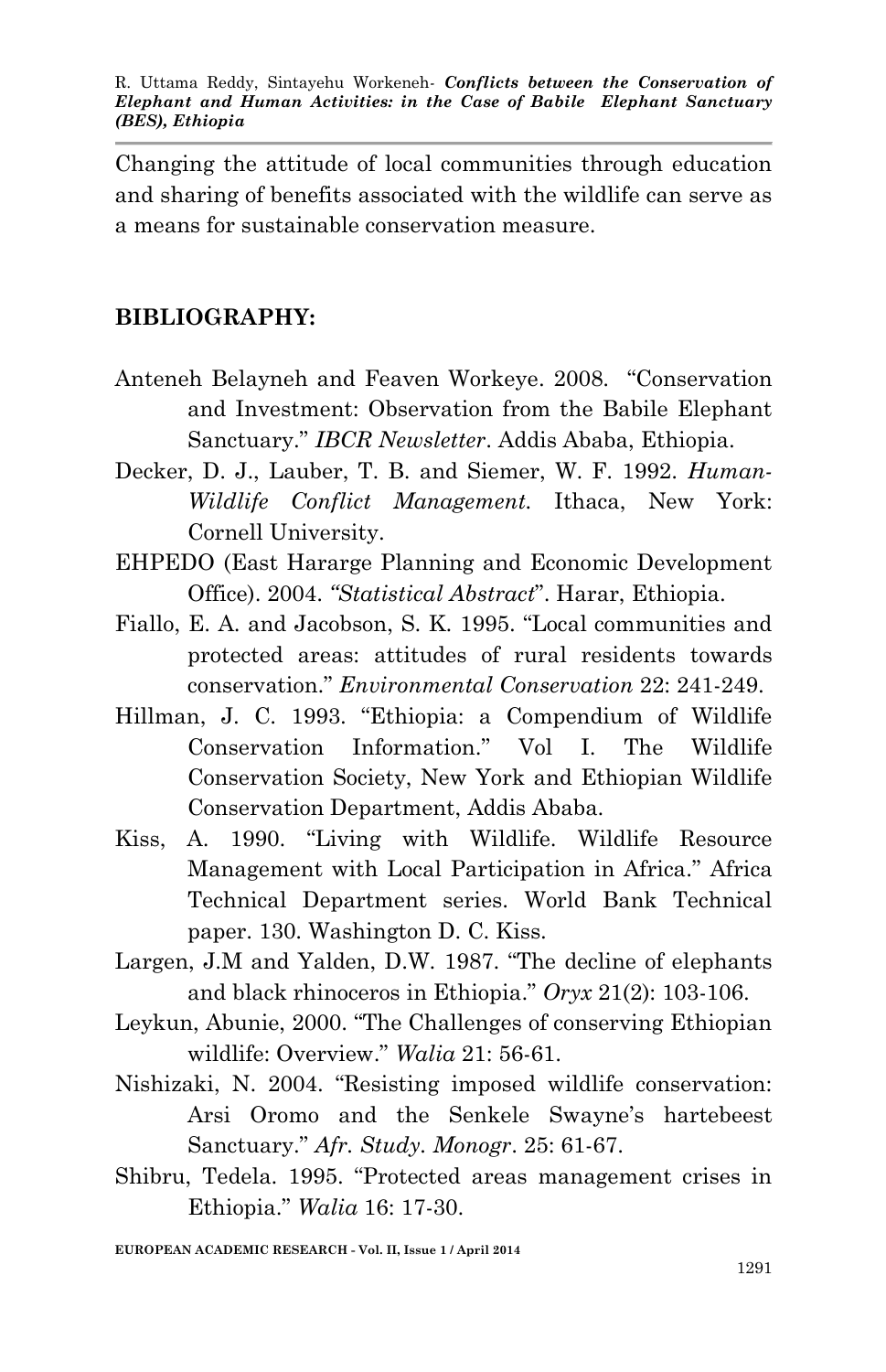Changing the attitude of local communities through education and sharing of benefits associated with the wildlife can serve as a means for sustainable conservation measure.

## BIBLIOGRAPHY:

Anteneh Belayneh and Feaven Workeye. 2008. "Conservation and Investment: Observation from the Babile Elephant Sanctuary." *IBCR Newsletter*. Addis Ababa, Ethiopia.

Decker, D. J., Lauber, T. B. and Siemer, W. F. 1992. *Human-Wildlife Conflict Management.* Ithaca, New York: Cornell University.

EHPEDO (East Hararge Planning and Economic Development Office). 2004. *"Statistical Abstract*". Harar, Ethiopia.

Fiallo, E. A. and Jacobson, S. K. 1995. "Local communities and protected areas: attitudes of rural residents towards conservation." *Environmental Conservation* 22: 241-249.

Hillman, J. C. 1993. "Ethiopia: a Compendium of Wildlife Conservation Information." Vol I. The Wildlife Conservation Society, New York and Ethiopian Wildlife Conservation Department, Addis Ababa.

Kiss, A. 1990. "Living with Wildlife. Wildlife Resource Management with Local Participation in Africa." Africa Technical Department series. World Bank Technical paper. 130. Washington D. C. Kiss.

Largen, J.M and Yalden, D.W. 1987. "The decline of elephants and black rhinoceros in Ethiopia." *Oryx* 21(2): 103-106.

Leykun, Abunie, 2000. "The Challenges of conserving Ethiopian wildlife: Overview." *Walia* 21: 56-61.

Nishizaki, N. 2004. "Resisting imposed wildlife conservation: Arsi Oromo and the Senkele Swayne's hartebeest Sanctuary." *Afr. Study. Monogr*. 25: 61-67.

Shibru, Tedela. 1995. "Protected areas management crises in Ethiopia." *Walia* 16: 17-30.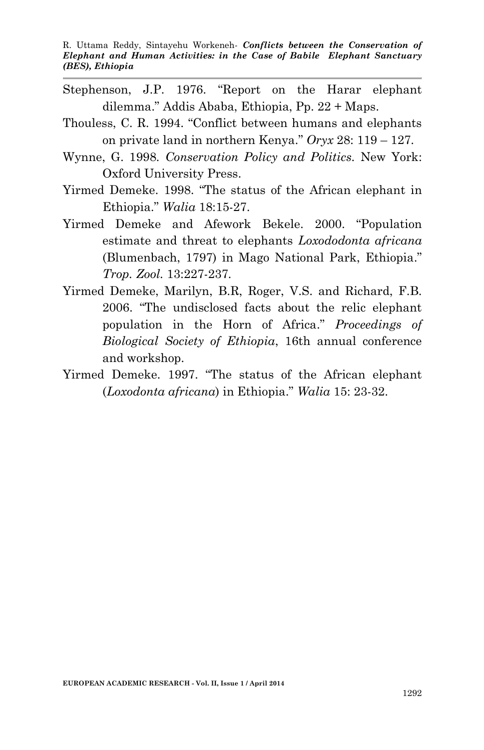Stephenson, J.P. 1976. "Report on the Harar elephant dilemma." Addis Ababa, Ethiopia, Pp. 22 + Maps.

Thouless, C. R. 1994. "Conflict between humans and elephants on private land in northern Kenya." *Oryx* 28: 119 – 127.

Wynne, G. 1998. *Conservation Policy and Politics*. New York: Oxford University Press.

Yirmed Demeke. 1998. "The status of the African elephant in Ethiopia." *Walia* 18:15-27.

Yirmed Demeke and Afework Bekele. 2000. "Population estimate and threat to elephants *Loxododonta africana* (Blumenbach, 1797) in Mago National Park, Ethiopia." *Trop. Zool.* 13:227-237.

Yirmed Demeke, Marilyn, B.R, Roger, V.S. and Richard, F.B. 2006. "The undisclosed facts about the relic elephant population in the Horn of Africa." *Proceedings of Biological Society of Ethiopia*, 16th annual conference and workshop.

Yirmed Demeke. 1997. "The status of the African elephant (*Loxodonta africana*) in Ethiopia." *Walia* 15: 23-32.